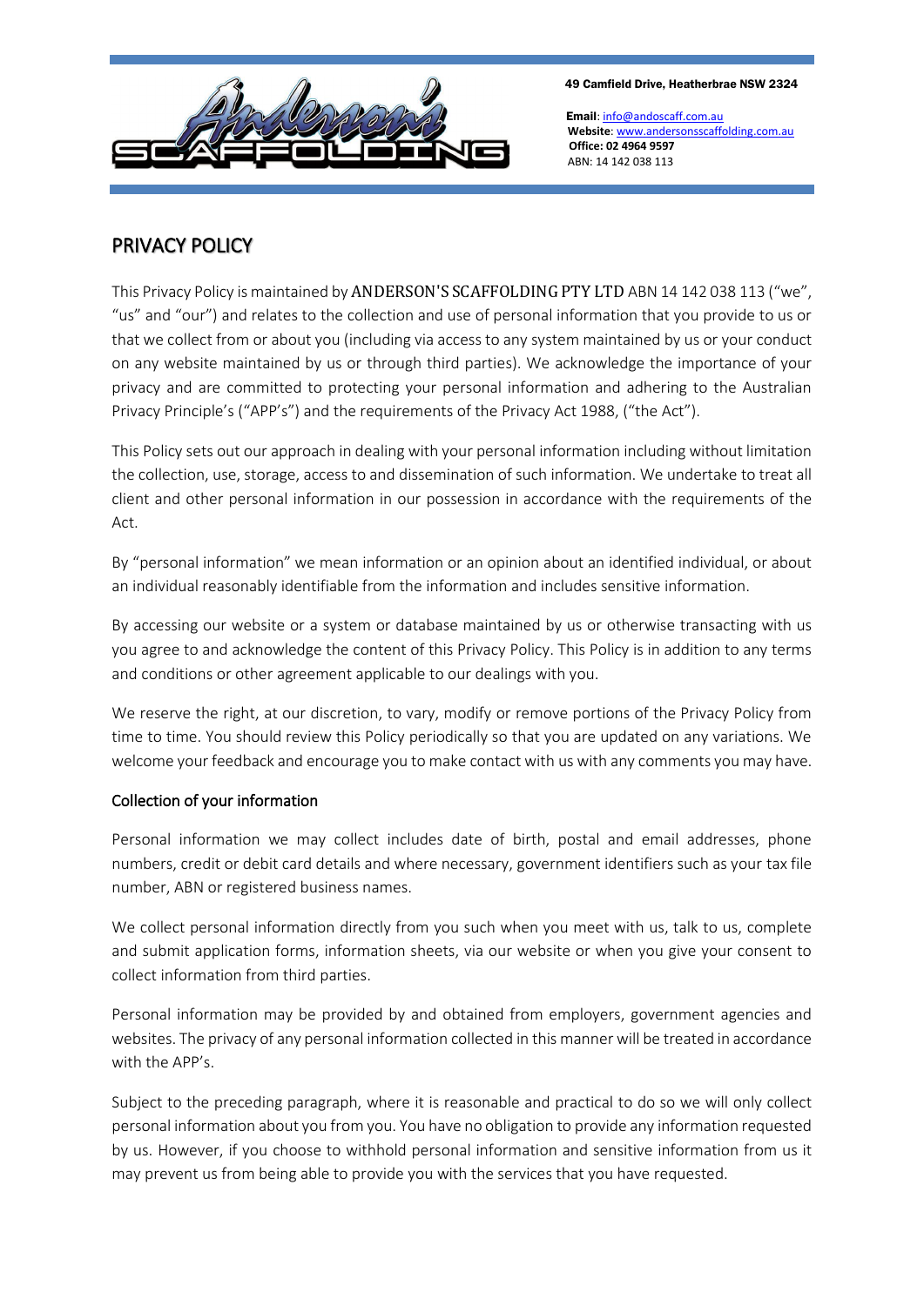49 Camfield Drive, Heatherbrae NSW 2324

**Email**: info@andoscaff.com.au
**Website**: www.andersonsscaffolding.com.au
**Office: 02 4964 9597**
ABN: 14 142 038 113

# PRIVACY POLICY

This Privacy Policy is maintained by ANDERSON'S SCAFFOLDING PTY LTD ABN 14 142 038 113 ("we", "us" and "our") and relates to the collection and use of personal information that you provide to us or that we collect from or about you (including via access to any system maintained by us or your conduct on any website maintained by us or through third parties). We acknowledge the importance of your privacy and are committed to protecting your personal information and adhering to the Australian Privacy Principle's ("APP's") and the requirements of the Privacy Act 1988, ("the Act").

This Policy sets out our approach in dealing with your personal information including without limitation the collection, use, storage, access to and dissemination of such information. We undertake to treat all client and other personal information in our possession in accordance with the requirements of the Act.

By "personal information" we mean information or an opinion about an identified individual, or about an individual reasonably identifiable from the information and includes sensitive information.

By accessing our website or a system or database maintained by us or otherwise transacting with us you agree to and acknowledge the content of this Privacy Policy. This Policy is in addition to any terms and conditions or other agreement applicable to our dealings with you.

We reserve the right, at our discretion, to vary, modify or remove portions of the Privacy Policy from time to time. You should review this Policy periodically so that you are updated on any variations. We welcome your feedback and encourage you to make contact with us with any comments you may have.

## Collection of your information

Personal information we may collect includes date of birth, postal and email addresses, phone numbers, credit or debit card details and where necessary, government identifiers such as your tax file number, ABN or registered business names.

We collect personal information directly from you such when you meet with us, talk to us, complete and submit application forms, information sheets, via our website or when you give your consent to collect information from third parties.

Personal information may be provided by and obtained from employers, government agencies and websites. The privacy of any personal information collected in this manner will be treated in accordance with the APP's.

Subject to the preceding paragraph, where it is reasonable and practical to do so we will only collect personal information about you from you. You have no obligation to provide any information requested by us. However, if you choose to withhold personal information and sensitive information from us it may prevent us from being able to provide you with the services that you have requested.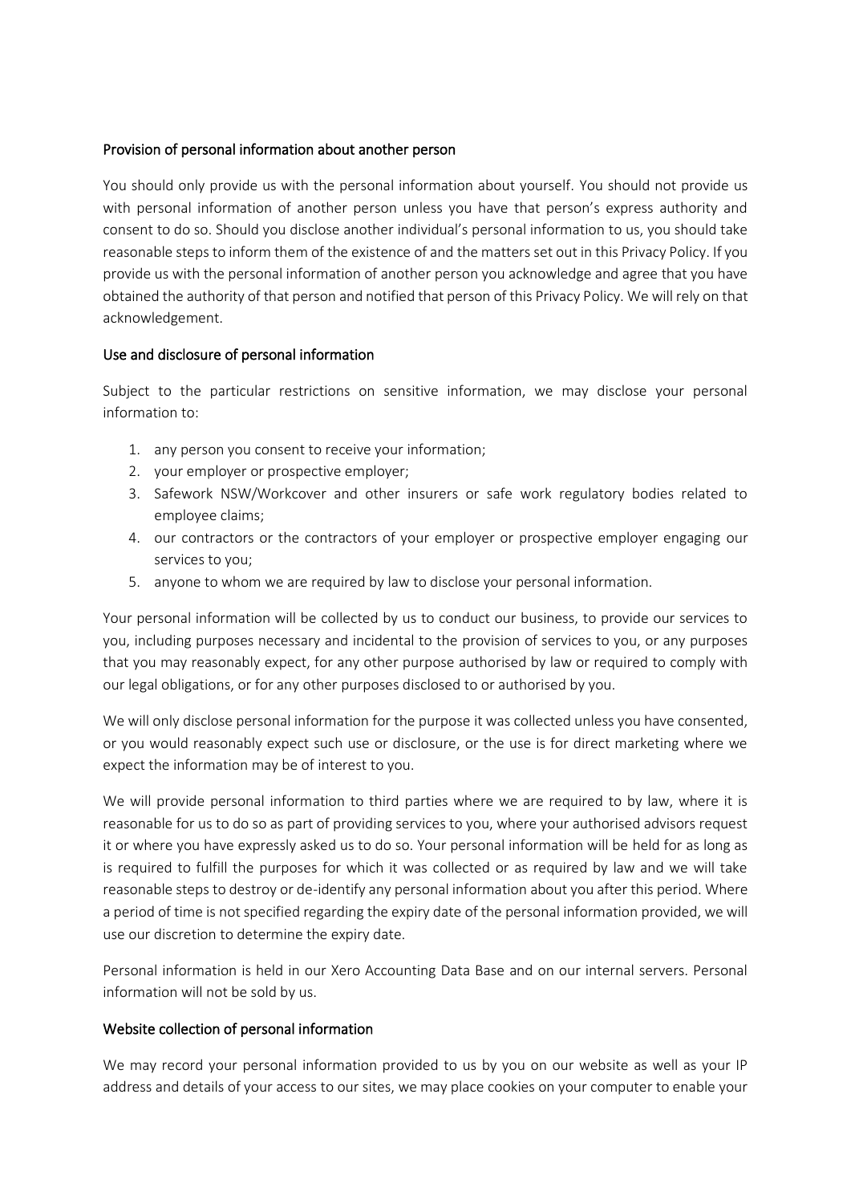## Provision of personal information about another person

You should only provide us with the personal information about yourself. You should not provide us with personal information of another person unless you have that person's express authority and consent to do so. Should you disclose another individual's personal information to us, you should take reasonable steps to inform them of the existence of and the matters set out in this Privacy Policy. If you provide us with the personal information of another person you acknowledge and agree that you have obtained the authority of that person and notified that person of this Privacy Policy. We will rely on that acknowledgement.

## Use and disclosure of personal information

Subject to the particular restrictions on sensitive information, we may disclose your personal information to:

1. any person you consent to receive your information;
2. your employer or prospective employer;
3. Safework NSW/Workcover and other insurers or safe work regulatory bodies related to employee claims;
4. our contractors or the contractors of your employer or prospective employer engaging our services to you;
5. anyone to whom we are required by law to disclose your personal information.

Your personal information will be collected by us to conduct our business, to provide our services to you, including purposes necessary and incidental to the provision of services to you, or any purposes that you may reasonably expect, for any other purpose authorised by law or required to comply with our legal obligations, or for any other purposes disclosed to or authorised by you.

We will only disclose personal information for the purpose it was collected unless you have consented, or you would reasonably expect such use or disclosure, or the use is for direct marketing where we expect the information may be of interest to you.

We will provide personal information to third parties where we are required to by law, where it is reasonable for us to do so as part of providing services to you, where your authorised advisors request it or where you have expressly asked us to do so. Your personal information will be held for as long as is required to fulfill the purposes for which it was collected or as required by law and we will take reasonable steps to destroy or de-identify any personal information about you after this period. Where a period of time is not specified regarding the expiry date of the personal information provided, we will use our discretion to determine the expiry date.

Personal information is held in our Xero Accounting Data Base and on our internal servers. Personal information will not be sold by us.

## Website collection of personal information

We may record your personal information provided to us by you on our website as well as your IP address and details of your access to our sites, we may place cookies on your computer to enable your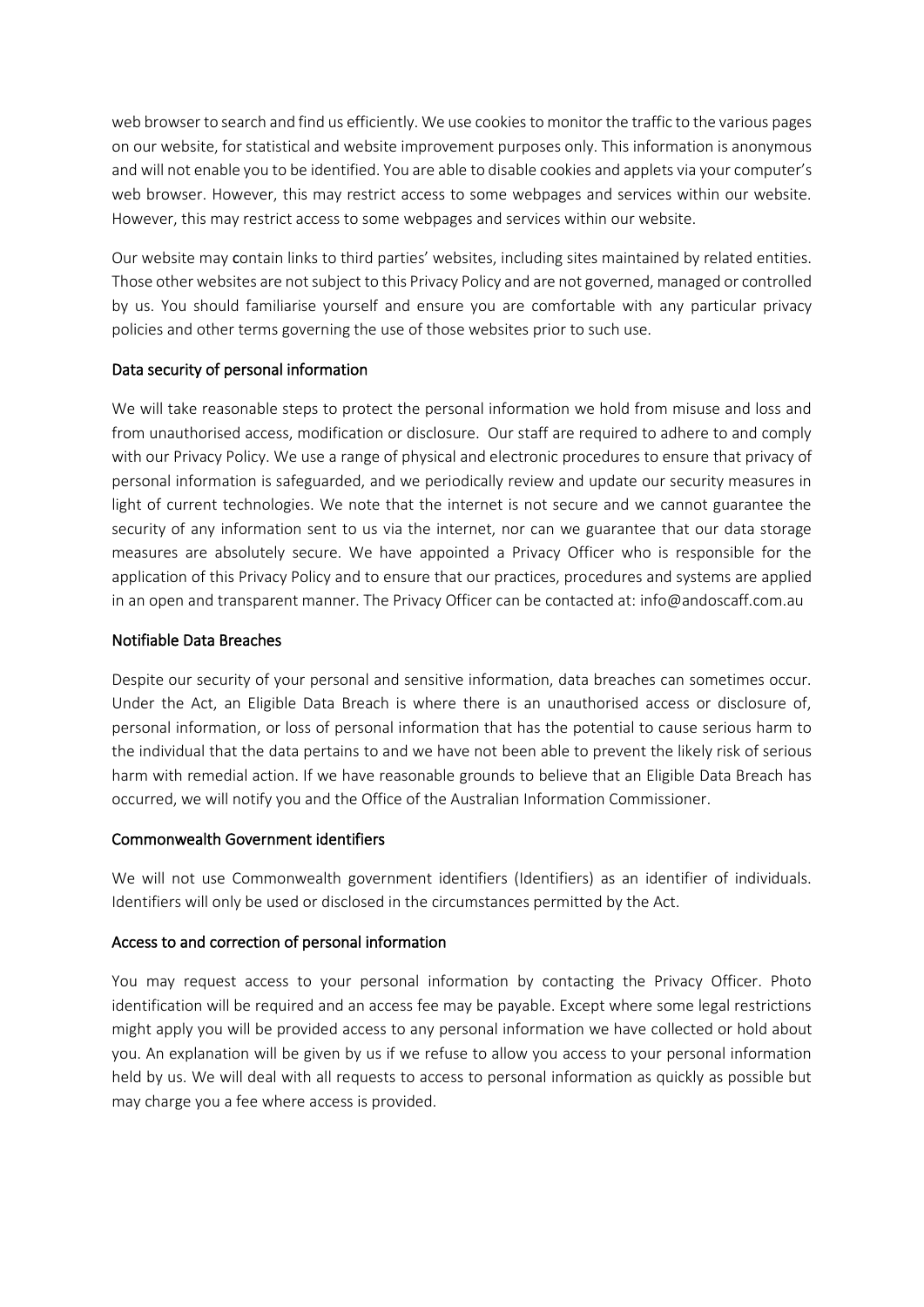web browser to search and find us efficiently. We use cookies to monitor the traffic to the various pages on our website, for statistical and website improvement purposes only. This information is anonymous and will not enable you to be identified. You are able to disable cookies and applets via your computer's web browser. However, this may restrict access to some webpages and services within our website. However, this may restrict access to some webpages and services within our website.

Our website may contain links to third parties' websites, including sites maintained by related entities. Those other websites are not subject to this Privacy Policy and are not governed, managed or controlled by us. You should familiarise yourself and ensure you are comfortable with any particular privacy policies and other terms governing the use of those websites prior to such use.

## Data security of personal information

We will take reasonable steps to protect the personal information we hold from misuse and loss and from unauthorised access, modification or disclosure. Our staff are required to adhere to and comply with our Privacy Policy. We use a range of physical and electronic procedures to ensure that privacy of personal information is safeguarded, and we periodically review and update our security measures in light of current technologies. We note that the internet is not secure and we cannot guarantee the security of any information sent to us via the internet, nor can we guarantee that our data storage measures are absolutely secure. We have appointed a Privacy Officer who is responsible for the application of this Privacy Policy and to ensure that our practices, procedures and systems are applied in an open and transparent manner. The Privacy Officer can be contacted at: info@andoscaff.com.au

## Notifiable Data Breaches

Despite our security of your personal and sensitive information, data breaches can sometimes occur. Under the Act, an Eligible Data Breach is where there is an unauthorised access or disclosure of, personal information, or loss of personal information that has the potential to cause serious harm to the individual that the data pertains to and we have not been able to prevent the likely risk of serious harm with remedial action. If we have reasonable grounds to believe that an Eligible Data Breach has occurred, we will notify you and the Office of the Australian Information Commissioner.

## Commonwealth Government identifiers

We will not use Commonwealth government identifiers (Identifiers) as an identifier of individuals. Identifiers will only be used or disclosed in the circumstances permitted by the Act.

## Access to and correction of personal information

You may request access to your personal information by contacting the Privacy Officer. Photo identification will be required and an access fee may be payable. Except where some legal restrictions might apply you will be provided access to any personal information we have collected or hold about you. An explanation will be given by us if we refuse to allow you access to your personal information held by us. We will deal with all requests to access to personal information as quickly as possible but may charge you a fee where access is provided.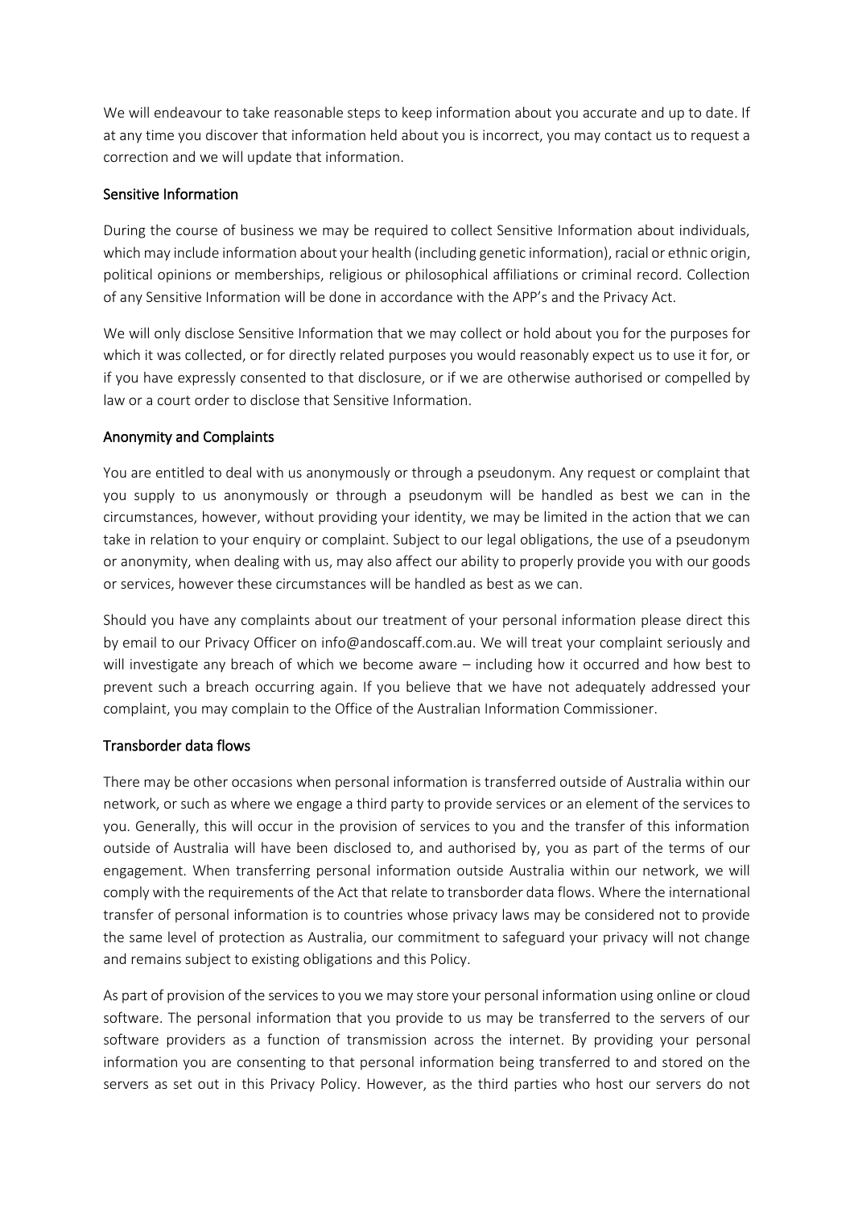We will endeavour to take reasonable steps to keep information about you accurate and up to date. If at any time you discover that information held about you is incorrect, you may contact us to request a correction and we will update that information.

## Sensitive Information

During the course of business we may be required to collect Sensitive Information about individuals, which may include information about your health (including genetic information), racial or ethnic origin, political opinions or memberships, religious or philosophical affiliations or criminal record. Collection of any Sensitive Information will be done in accordance with the APP's and the Privacy Act.

We will only disclose Sensitive Information that we may collect or hold about you for the purposes for which it was collected, or for directly related purposes you would reasonably expect us to use it for, or if you have expressly consented to that disclosure, or if we are otherwise authorised or compelled by law or a court order to disclose that Sensitive Information.

## Anonymity and Complaints

You are entitled to deal with us anonymously or through a pseudonym. Any request or complaint that you supply to us anonymously or through a pseudonym will be handled as best we can in the circumstances, however, without providing your identity, we may be limited in the action that we can take in relation to your enquiry or complaint. Subject to our legal obligations, the use of a pseudonym or anonymity, when dealing with us, may also affect our ability to properly provide you with our goods or services, however these circumstances will be handled as best as we can.

Should you have any complaints about our treatment of your personal information please direct this by email to our Privacy Officer on info@andoscaff.com.au. We will treat your complaint seriously and will investigate any breach of which we become aware – including how it occurred and how best to prevent such a breach occurring again. If you believe that we have not adequately addressed your complaint, you may complain to the Office of the Australian Information Commissioner.

## Transborder data flows

There may be other occasions when personal information is transferred outside of Australia within our network, or such as where we engage a third party to provide services or an element of the services to you. Generally, this will occur in the provision of services to you and the transfer of this information outside of Australia will have been disclosed to, and authorised by, you as part of the terms of our engagement. When transferring personal information outside Australia within our network, we will comply with the requirements of the Act that relate to transborder data flows. Where the international transfer of personal information is to countries whose privacy laws may be considered not to provide the same level of protection as Australia, our commitment to safeguard your privacy will not change and remains subject to existing obligations and this Policy.

As part of provision of the services to you we may store your personal information using online or cloud software. The personal information that you provide to us may be transferred to the servers of our software providers as a function of transmission across the internet. By providing your personal information you are consenting to that personal information being transferred to and stored on the servers as set out in this Privacy Policy. However, as the third parties who host our servers do not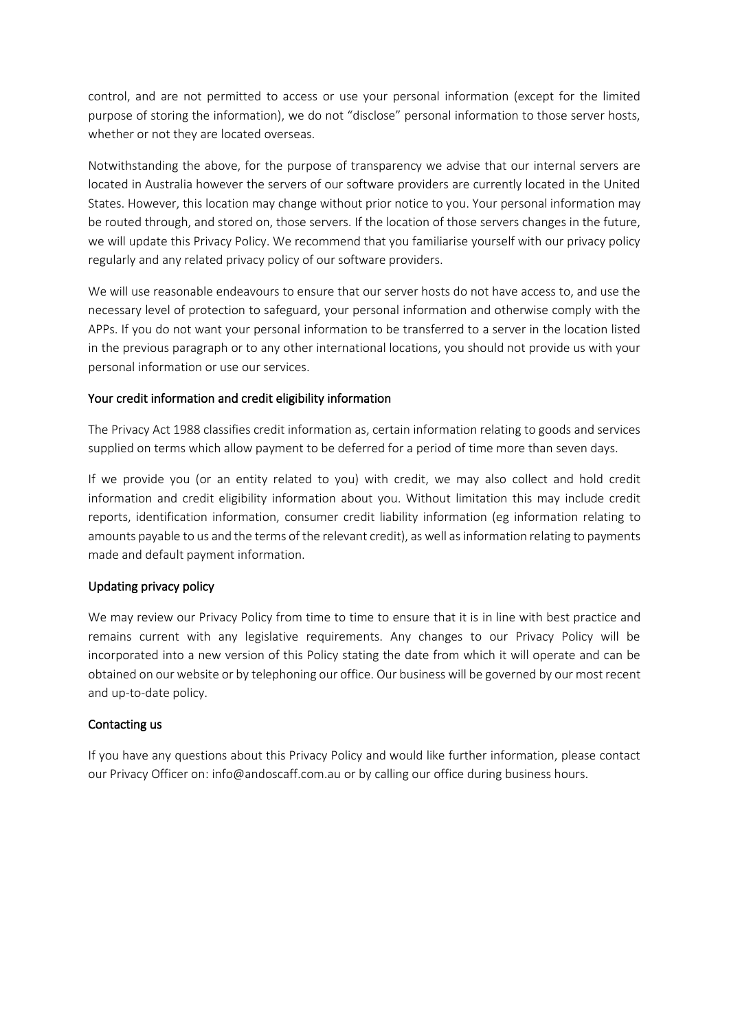control, and are not permitted to access or use your personal information (except for the limited purpose of storing the information), we do not "disclose" personal information to those server hosts, whether or not they are located overseas.

Notwithstanding the above, for the purpose of transparency we advise that our internal servers are located in Australia however the servers of our software providers are currently located in the United States. However, this location may change without prior notice to you. Your personal information may be routed through, and stored on, those servers. If the location of those servers changes in the future, we will update this Privacy Policy. We recommend that you familiarise yourself with our privacy policy regularly and any related privacy policy of our software providers.

We will use reasonable endeavours to ensure that our server hosts do not have access to, and use the necessary level of protection to safeguard, your personal information and otherwise comply with the APPs. If you do not want your personal information to be transferred to a server in the location listed in the previous paragraph or to any other international locations, you should not provide us with your personal information or use our services.

## Your credit information and credit eligibility information

The Privacy Act 1988 classifies credit information as, certain information relating to goods and services supplied on terms which allow payment to be deferred for a period of time more than seven days.

If we provide you (or an entity related to you) with credit, we may also collect and hold credit information and credit eligibility information about you. Without limitation this may include credit reports, identification information, consumer credit liability information (eg information relating to amounts payable to us and the terms of the relevant credit), as well as information relating to payments made and default payment information.

## Updating privacy policy

We may review our Privacy Policy from time to time to ensure that it is in line with best practice and remains current with any legislative requirements. Any changes to our Privacy Policy will be incorporated into a new version of this Policy stating the date from which it will operate and can be obtained on our website or by telephoning our office. Our business will be governed by our most recent and up-to-date policy.

## Contacting us

If you have any questions about this Privacy Policy and would like further information, please contact our Privacy Officer on: info@andoscaff.com.au or by calling our office during business hours.